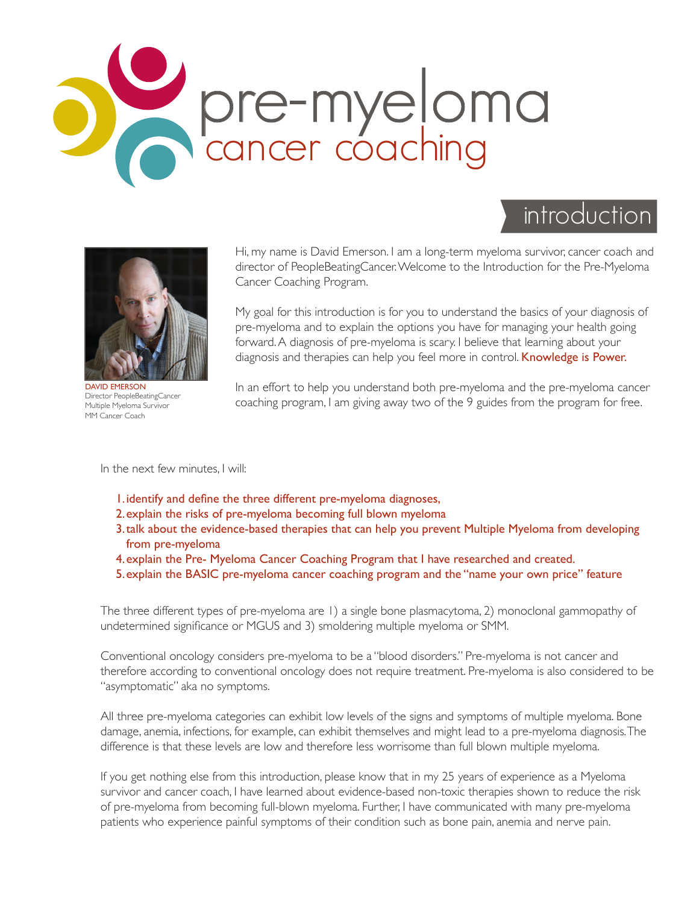# pre-myeloma cancer coaching

## introduction

DAVID EMERSON
Director PeopleBeatingCancer
Multiple Myeloma Survivor
MM Cancer Coach

Hi, my name is David Emerson. I am a long-term myeloma survivor, cancer coach and director of PeopleBeatingCancer. Welcome to the Introduction for the Pre-Myeloma Cancer Coaching Program.

My goal for this introduction is for you to understand the basics of your diagnosis of pre-myeloma and to explain the options you have for managing your health going forward. A diagnosis of pre-myeloma is scary. I believe that learning about your diagnosis and therapies can help you feel more in control. **Knowledge is Power.**

In an effort to help you understand both pre-myeloma and the pre-myeloma cancer coaching program, I am giving away two of the 9 guides from the program for free.

In the next few minutes, I will:

1. identify and define the three different pre-myeloma diagnoses,
2. explain the risks of pre-myeloma becoming full blown myeloma
3. talk about the evidence-based therapies that can help you prevent Multiple Myeloma from developing from pre-myeloma
4. explain the Pre- Myeloma Cancer Coaching Program that I have researched and created.
5. explain the BASIC pre-myeloma cancer coaching program and the "name your own price" feature

The three different types of pre-myeloma are 1) a single bone plasmacytoma, 2) monoclonal gammopathy of undetermined significance or MGUS and 3) smoldering multiple myeloma or SMM.

Conventional oncology considers pre-myeloma to be a "blood disorders." Pre-myeloma is not cancer and therefore according to conventional oncology does not require treatment. Pre-myeloma is also considered to be "asymptomatic" aka no symptoms.

All three pre-myeloma categories can exhibit low levels of the signs and symptoms of multiple myeloma. Bone damage, anemia, infections, for example, can exhibit themselves and might lead to a pre-myeloma diagnosis. The difference is that these levels are low and therefore less worrisome than full blown multiple myeloma.

If you get nothing else from this introduction, please know that in my 25 years of experience as a Myeloma survivor and cancer coach, I have learned about evidence-based non-toxic therapies shown to reduce the risk of pre-myeloma from becoming full-blown myeloma. Further, I have communicated with many pre-myeloma patients who experience painful symptoms of their condition such as bone pain, anemia and nerve pain.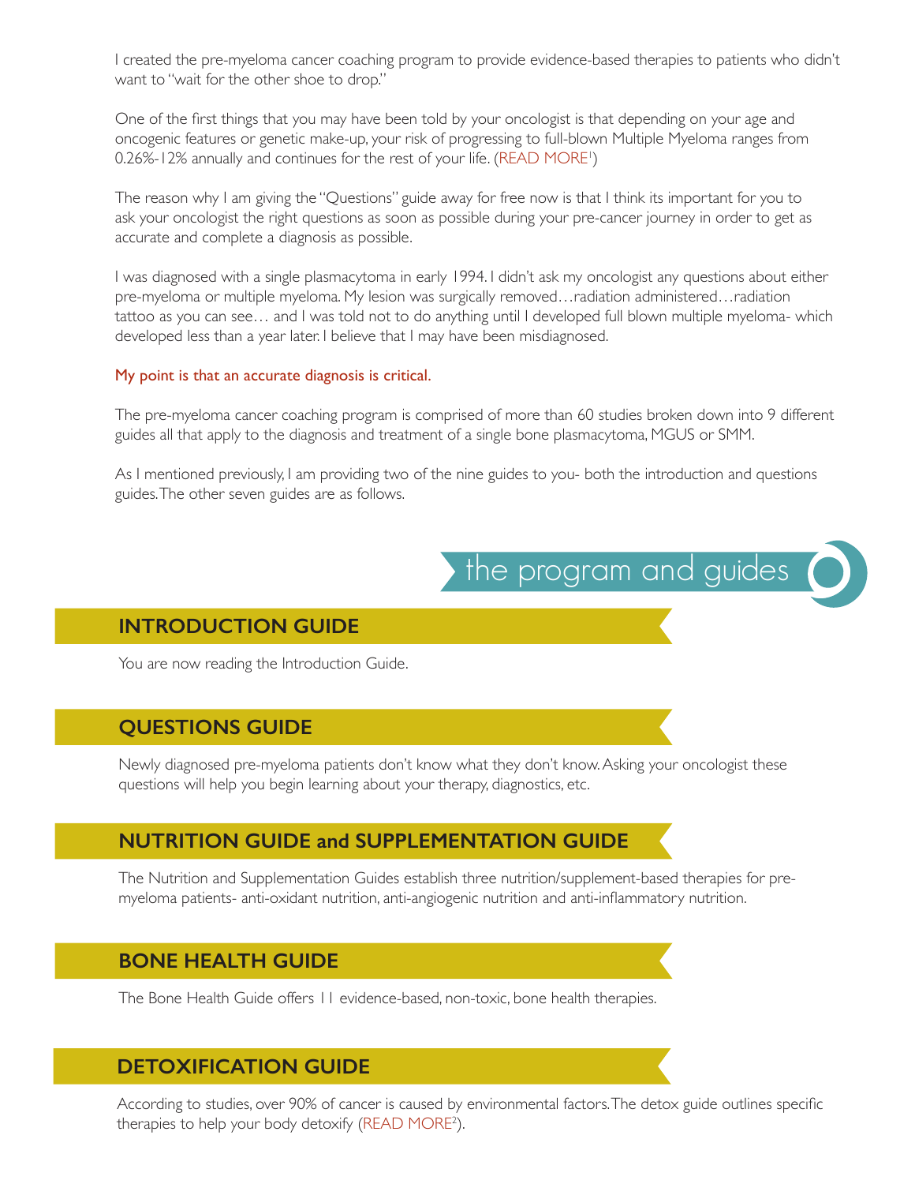I created the pre-myeloma cancer coaching program to provide evidence-based therapies to patients who didn't want to "wait for the other shoe to drop."

One of the first things that you may have been told by your oncologist is that depending on your age and oncogenic features or genetic make-up, your risk of progressing to full-blown Multiple Myeloma ranges from 0.26%-12% annually and continues for the rest of your life. (READ MORE[1])

The reason why I am giving the "Questions" guide away for free now is that I think its important for you to ask your oncologist the right questions as soon as possible during your pre-cancer journey in order to get as accurate and complete a diagnosis as possible.

I was diagnosed with a single plasmacytoma in early 1994. I didn't ask my oncologist any questions about either pre-myeloma or multiple myeloma. My lesion was surgically removed…radiation administered…radiation tattoo as you can see… and I was told not to do anything until I developed full blown multiple myeloma- which developed less than a year later. I believe that I may have been misdiagnosed.

My point is that an accurate diagnosis is critical.

The pre-myeloma cancer coaching program is comprised of more than 60 studies broken down into 9 different guides all that apply to the diagnosis and treatment of a single bone plasmacytoma, MGUS or SMM.

As I mentioned previously, I am providing two of the nine guides to you- both the introduction and questions guides. The other seven guides are as follows.

## the program and guides

### INTRODUCTION GUIDE

You are now reading the Introduction Guide.

### QUESTIONS GUIDE

Newly diagnosed pre-myeloma patients don't know what they don't know. Asking your oncologist these questions will help you begin learning about your therapy, diagnostics, etc.

### NUTRITION GUIDE and SUPPLEMENTATION GUIDE

The Nutrition and Supplementation Guides establish three nutrition/supplement-based therapies for pre-myeloma patients- anti-oxidant nutrition, anti-angiogenic nutrition and anti-inflammatory nutrition.

### BONE HEALTH GUIDE

The Bone Health Guide offers 11 evidence-based, non-toxic, bone health therapies.

### DETOXIFICATION GUIDE

According to studies, over 90% of cancer is caused by environmental factors. The detox guide outlines specific therapies to help your body detoxify (READ MORE[2]).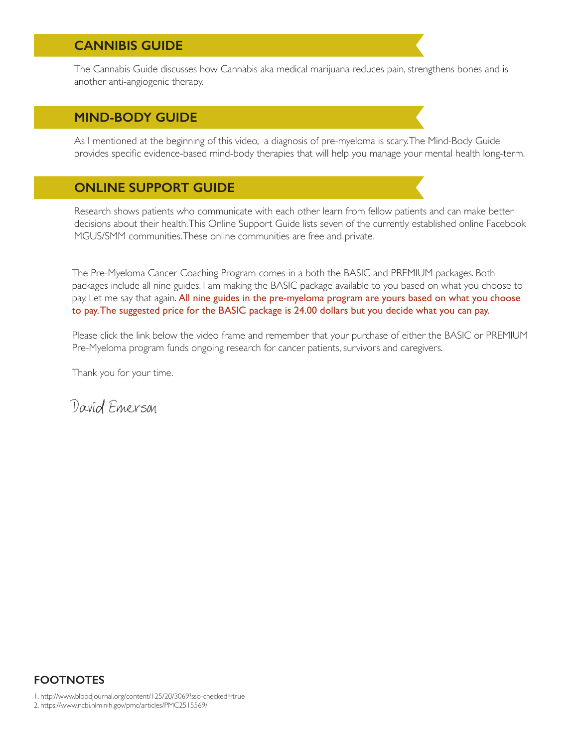## CANNIBIS GUIDE

The Cannabis Guide discusses how Cannabis aka medical marijuana reduces pain, strengthens bones and is another anti-angiogenic therapy.

## MIND-BODY GUIDE

As I mentioned at the beginning of this video, a diagnosis of pre-myeloma is scary. The Mind-Body Guide provides specific evidence-based mind-body therapies that will help you manage your mental health long-term.

## ONLINE SUPPORT GUIDE

Research shows patients who communicate with each other learn from fellow patients and can make better decisions about their health. This Online Support Guide lists seven of the currently established online Facebook MGUS/SMM communities. These online communities are free and private.

The Pre-Myeloma Cancer Coaching Program comes in a both the BASIC and PREMIUM packages. Both packages include all nine guides. I am making the BASIC package available to you based on what you choose to pay. Let me say that again. All nine guides in the pre-myeloma program are yours based on what you choose to pay. The suggested price for the BASIC package is 24.00 dollars but you decide what you can pay.

Please click the link below the video frame and remember that your purchase of either the BASIC or PREMIUM Pre-Myeloma program funds ongoing research for cancer patients, survivors and caregivers.

Thank you for your time.

David Emerson

## FOOTNOTES

1. http://www.bloodjournal.org/content/125/20/3069?sso-checked=true
2. https://www.ncbi.nlm.nih.gov/pmc/articles/PMC2515569/